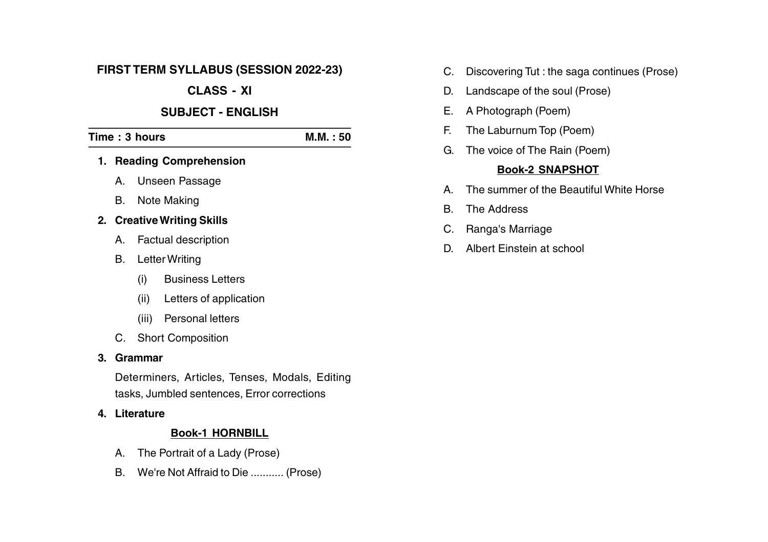# FIRST TERM SYLLABUS (SESSION 2022-23)

## CLASS - XI

## SUBJECT - ENGLISH

**Time : 3 hours** **M.M. : 50**

1. **Reading Comprehension**
   - A. Unseen Passage
   - B. Note Making
2. **Creative Writing Skills**
   - A. Factual description
   - B. Letter Writing
     - (i) Business Letters
     - (ii) Letters of application
     - (iii) Personal letters
   - C. Short Composition
3. **Grammar**

   Determiners, Articles, Tenses, Modals, Editing tasks, Jumbled sentences, Error corrections
4. **Literature**

   **Book-1 HORNBILL**

   - A. The Portrait of a Lady (Prose)
   - B. We're Not Affraid to Die ........... (Prose)
   - C. Discovering Tut : the saga continues (Prose)
   - D. Landscape of the soul (Prose)
   - E. A Photograph (Poem)
   - F. The Laburnum Top (Poem)
   - G. The voice of The Rain (Poem)

   **Book-2 SNAPSHOT**

   - A. The summer of the Beautiful White Horse
   - B. The Address
   - C. Ranga's Marriage
   - D. Albert Einstein at school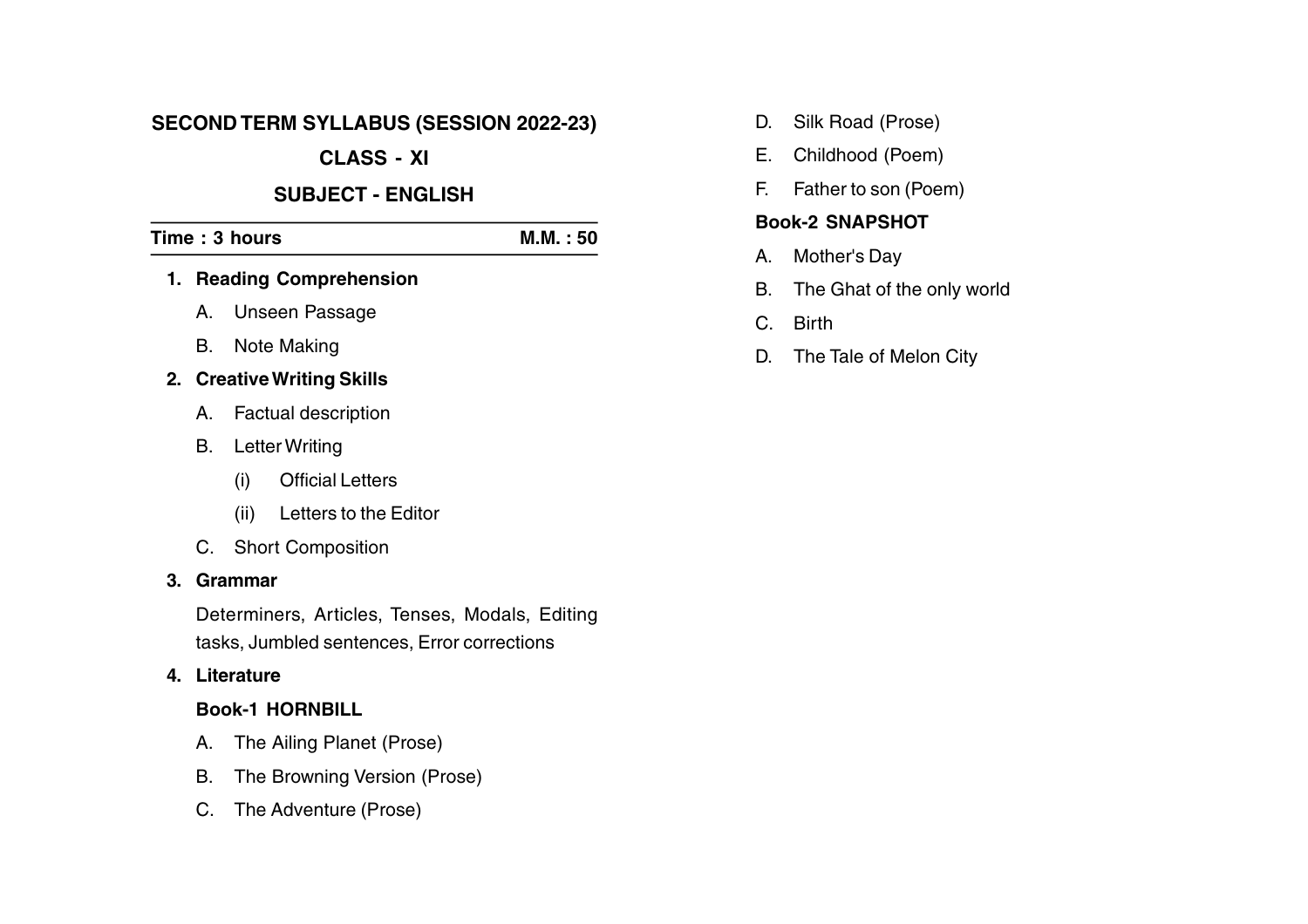## SECOND TERM SYLLABUS (SESSION 2022-23)

## CLASS - XI

## SUBJECT - ENGLISH

**Time : 3 hours** **M.M. : 50**

**1. Reading Comprehension**

A. Unseen Passage

B. Note Making

**2. Creative Writing Skills**

A. Factual description

B. Letter Writing

(i) Official Letters

(ii) Letters to the Editor

C. Short Composition

**3. Grammar**

Determiners, Articles, Tenses, Modals, Editing tasks, Jumbled sentences, Error corrections

**4. Literature**

**Book-1 HORNBILL**

A. The Ailing Planet (Prose)

B. The Browning Version (Prose)

C. The Adventure (Prose)

D. Silk Road (Prose)

E. Childhood (Poem)

F. Father to son (Poem)

**Book-2 SNAPSHOT**

A. Mother's Day

B. The Ghat of the only world

C. Birth

D. The Tale of Melon City